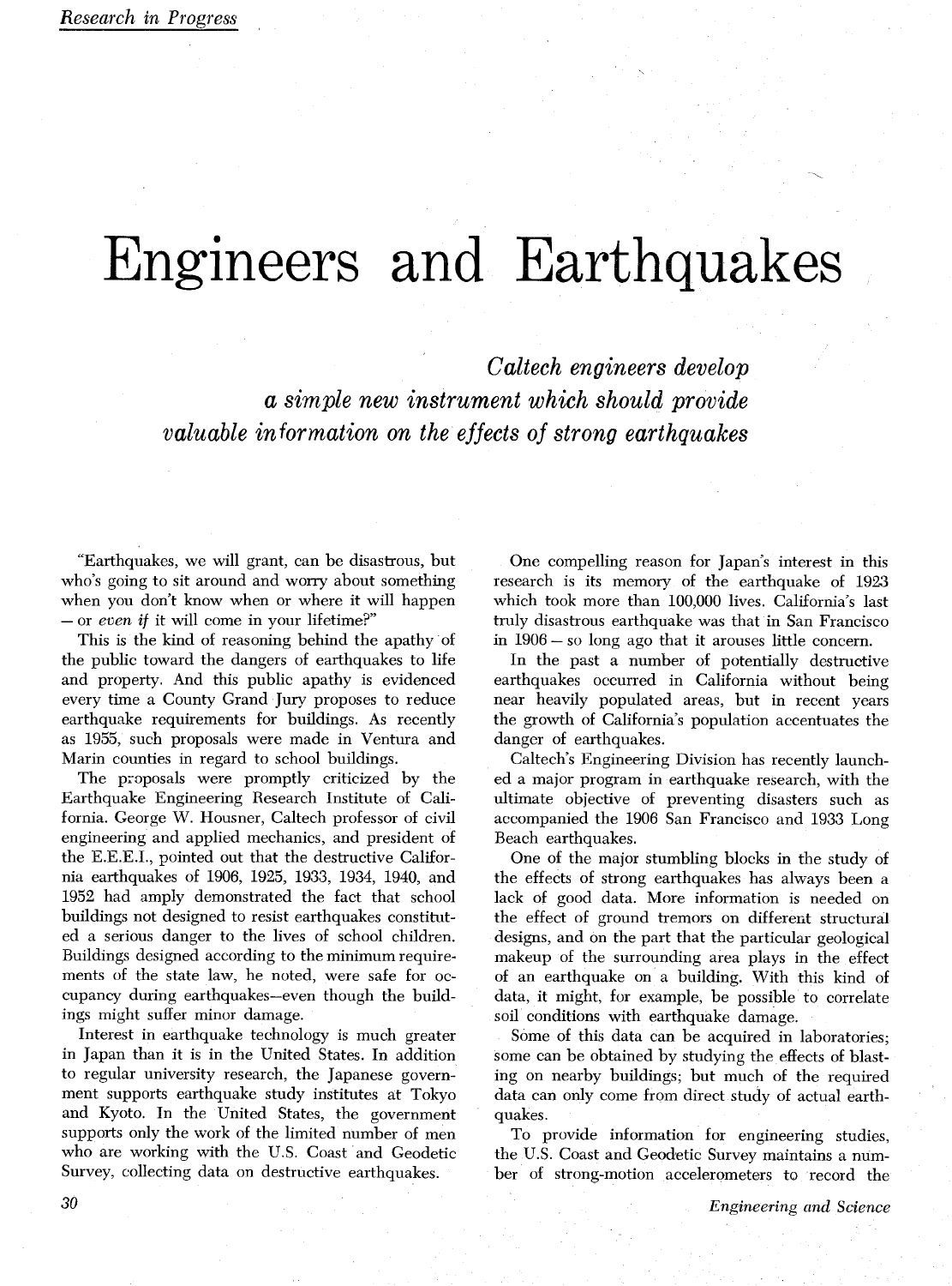# Engineers and Earthquakes

*Caltech engineers develop a simple new instrument which should provide valuable information on the effects of strong earthquakes*

"Earthquakes, we will grant, can be disastrous, but who's going to sit around and worry about something when you don't know when or where it will happen — or *even if* it will come in your lifetime?"

This is the kind of reasoning behind the apathy of the public toward the dangers of earthquakes to life and property. And this public apathy is evidenced every time a County Grand Jury proposes to reduce earthquake requirements for buildings. As recently as 1955, such proposals were made in Ventura and Marin counties in regard to school buildings.

The proposals were promptly criticized by the Earthquake Engineering Research Institute of California. George W. Housner, Caltech professor of civil engineering and applied mechanics, and president of the E.E.E.I., pointed out that the destructive California earthquakes of 1906, 1925, 1933, 1934, 1940, and 1952 had amply demonstrated the fact that school buildings not designed to resist earthquakes constituted a serious danger to the lives of school children. Buildings designed according to the minimum requirements of the state law, he noted, were safe for occupancy during earthquakes—even though the buildings might suffer minor damage.

Interest in earthquake technology is much greater in Japan than it is in the United States. In addition to regular university research, the Japanese government supports earthquake study institutes at Tokyo and Kyoto. In the United States, the government supports only the work of the limited number of men who are working with the U.S. Coast and Geodetic Survey, collecting data on destructive earthquakes.

One compelling reason for Japan's interest in this research is its memory of the earthquake of 1923 which took more than 100,000 lives. California's last truly disastrous earthquake was that in San Francisco in 1906 — so long ago that it arouses little concern.

In the past a number of potentially destructive earthquakes occurred in California without being near heavily populated areas, but in recent years the growth of California's population accentuates the danger of earthquakes.

Caltech's Engineering Division has recently launched a major program in earthquake research, with the ultimate objective of preventing disasters such as accompanied the 1906 San Francisco and 1933 Long Beach earthquakes.

One of the major stumbling blocks in the study of the effects of strong earthquakes has always been a lack of good data. More information is needed on the effect of ground tremors on different structural designs, and on the part that the particular geological makeup of the surrounding area plays in the effect of an earthquake on a building. With this kind of data, it might, for example, be possible to correlate soil conditions with earthquake damage.

Some of this data can be acquired in laboratories; some can be obtained by studying the effects of blasting on nearby buildings; but much of the required data can only come from direct study of actual earthquakes.

To provide information for engineering studies, the U.S. Coast and Geodetic Survey maintains a number of strong-motion accelerometers to record the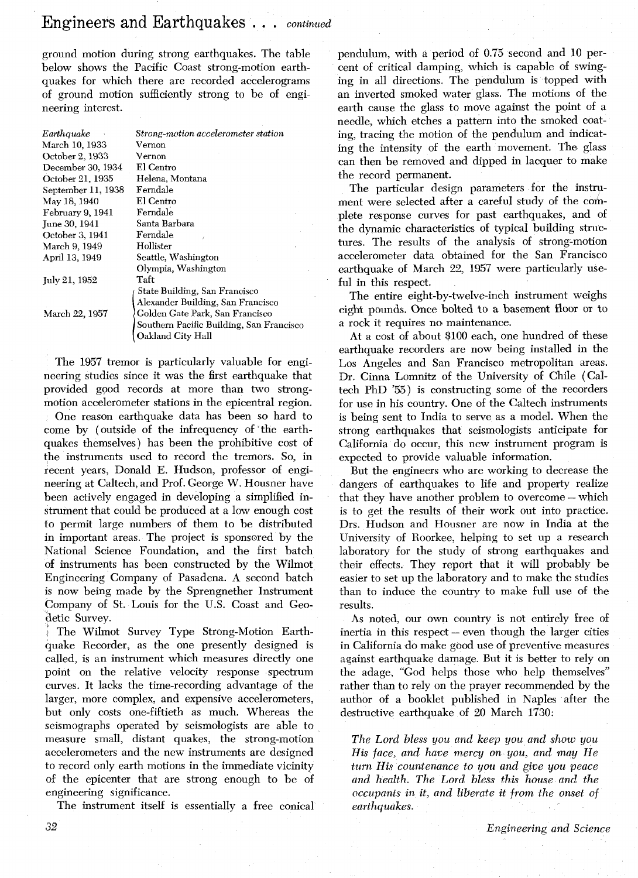ground motion during strong earthquakes. The table below shows the Pacific Coast strong-motion earthquakes for which there are recorded accelerograms of ground motion sufficiently strong to be of engineering interest.

| *Earthquake* | *Strong-motion accelerometer station* |
|---|---|
| March 10, 1933 | Vernon |
| October 2, 1933 | Vernon |
| December 30, 1934 | El Centro |
| October 21, 1935 | Helena, Montana |
| September 11, 1938 | Ferndale |
| May 18, 1940 | El Centro |
| February 9, 1941 | Ferndale |
| June 30, 1941 | Santa Barbara |
| October 3, 1941 | Ferndale |
| March 9, 1949 | Hollister |
| April 13, 1949 | Seattle, Washington |
| | Olympia, Washington |
| July 21, 1952 | Taft |
| March 22, 1957 | State Building, San Francisco |
| | Alexander Building, San Francisco |
| | Golden Gate Park, San Francisco |
| | Southern Pacific Building, San Francisco |
| | Oakland City Hall |

The 1957 tremor is particularly valuable for engineering studies since it was the first earthquake that provided good records at more than two strong-motion accelerometer stations in the epicentral region.

One reason earthquake data has been so hard to come by (outside of the infrequency of the earthquakes themselves) has been the prohibitive cost of the instruments used to record the tremors. So, in recent years, Donald E. Hudson, professor of engineering at Caltech, and Prof. George W. Housner have been actively engaged in developing a simplified instrument that could be produced at a low enough cost to permit large numbers of them to be distributed in important areas. The project is sponsored by the National Science Foundation, and the first batch of instruments has been constructed by the Wilmot Engineering Company of Pasadena. A second batch is now being made by the Sprengnether Instrument Company of St. Louis for the U.S. Coast and Geodetic Survey.

The Wilmot Survey Type Strong-Motion Earthquake Recorder, as the one presently designed is called, is an instrument which measures directly one point on the relative velocity response spectrum curves. It lacks the time-recording advantage of the larger, more complex, and expensive accelerometers, but only costs one-fiftieth as much. Whereas the seismographs operated by seismologists are able to measure small, distant quakes, the strong-motion accelerometers and the new instruments are designed to record only earth motions in the immediate vicinity of the epicenter that are strong enough to be of engineering significance.

The instrument itself is essentially a free conical pendulum, with a period of 0.75 second and 10 percent of critical damping, which is capable of swinging in all directions. The pendulum is topped with an inverted smoked water glass. The motions of the earth cause the glass to move against the point of a needle, which etches a pattern into the smoked coating, tracing the motion of the pendulum and indicating the intensity of the earth movement. The glass can then be removed and dipped in lacquer to make the record permanent.

The particular design parameters for the instrument were selected after a careful study of the complete response curves for past earthquakes, and of the dynamic characteristics of typical building structures. The results of the analysis of strong-motion accelerometer data obtained for the San Francisco earthquake of March 22, 1957 were particularly useful in this respect.

The entire eight-by-twelve-inch instrument weighs eight pounds. Once bolted to a basement floor or to a rock it requires no maintenance.

At a cost of about $100 each, one hundred of these earthquake recorders are now being installed in the Los Angeles and San Francisco metropolitan areas. Dr. Cinna Lomnitz of the University of Chile (Caltech PhD '55) is constructing some of the recorders for use in his country. One of the Caltech instruments is being sent to India to serve as a model. When the strong earthquakes that seismologists anticipate for California do occur, this new instrument program is expected to provide valuable information.

But the engineers who are working to decrease the dangers of earthquakes to life and property realize that they have another problem to overcome — which is to get the results of their work out into practice. Drs. Hudson and Housner are now in India at the University of Roorkee, helping to set up a research laboratory for the study of strong earthquakes and their effects. They report that it will probably be easier to set up the laboratory and to make the studies than to induce the country to make full use of the results.

As noted, our own country is not entirely free of inertia in this respect — even though the larger cities in California do make good use of preventive measures against earthquake damage. But it is better to rely on the adage, "God helps those who help themselves" rather than to rely on the prayer recommended by the author of a booklet published in Naples after the destructive earthquake of 20 March 1730:

*The Lord bless you and keep you and show you His face, and have mercy on you, and may He turn His countenance to you and give you peace and health. The Lord bless this house and the occupants in it, and liberate it from the onset of earthquakes.*